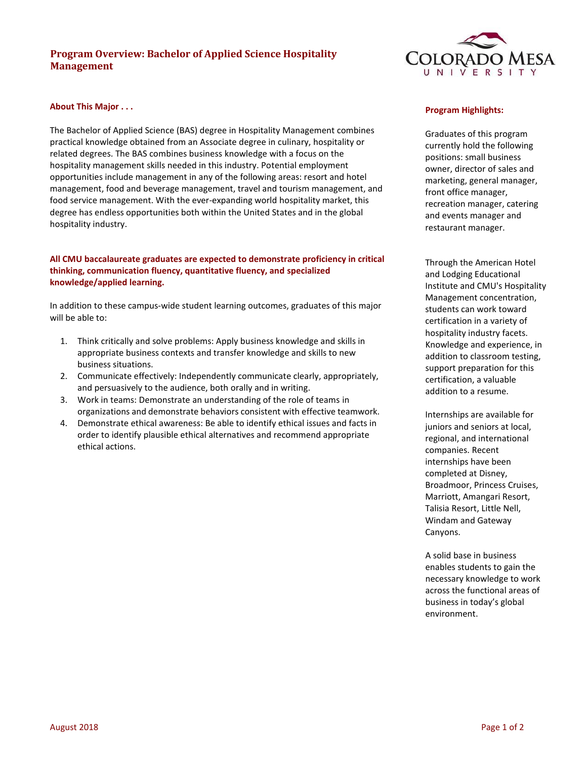# Program Overview: Bachelor of Applied Science Hospitality Management

## About This Major . . .

The Bachelor of Applied Science (BAS) degree in Hospitality Management combines practical knowledge obtained from an Associate degree in culinary, hospitality or related degrees. The BAS combines business knowledge with a focus on the hospitality management skills needed in this industry. Potential employment opportunities include management in any of the following areas: resort and hotel management, food and beverage management, travel and tourism management, and food service management. With the ever-expanding world hospitality market, this degree has endless opportunities both within the United States and in the global hospitality industry.

**All CMU baccalaureate graduates are expected to demonstrate proficiency in critical thinking, communication fluency, quantitative fluency, and specialized knowledge/applied learning.**

In addition to these campus-wide student learning outcomes, graduates of this major will be able to:

1. Think critically and solve problems: Apply business knowledge and skills in appropriate business contexts and transfer knowledge and skills to new business situations.
2. Communicate effectively: Independently communicate clearly, appropriately, and persuasively to the audience, both orally and in writing.
3. Work in teams: Demonstrate an understanding of the role of teams in organizations and demonstrate behaviors consistent with effective teamwork.
4. Demonstrate ethical awareness: Be able to identify ethical issues and facts in order to identify plausible ethical alternatives and recommend appropriate ethical actions.

## Program Highlights:

Graduates of this program currently hold the following positions: small business owner, director of sales and marketing, general manager, front office manager, recreation manager, catering and events manager and restaurant manager.

Through the American Hotel and Lodging Educational Institute and CMU's Hospitality Management concentration, students can work toward certification in a variety of hospitality industry facets. Knowledge and experience, in addition to classroom testing, support preparation for this certification, a valuable addition to a resume.

Internships are available for juniors and seniors at local, regional, and international companies. Recent internships have been completed at Disney, Broadmoor, Princess Cruises, Marriott, Amangari Resort, Talisia Resort, Little Nell, Windam and Gateway Canyons.

A solid base in business enables students to gain the necessary knowledge to work across the functional areas of business in today's global environment.

August 2018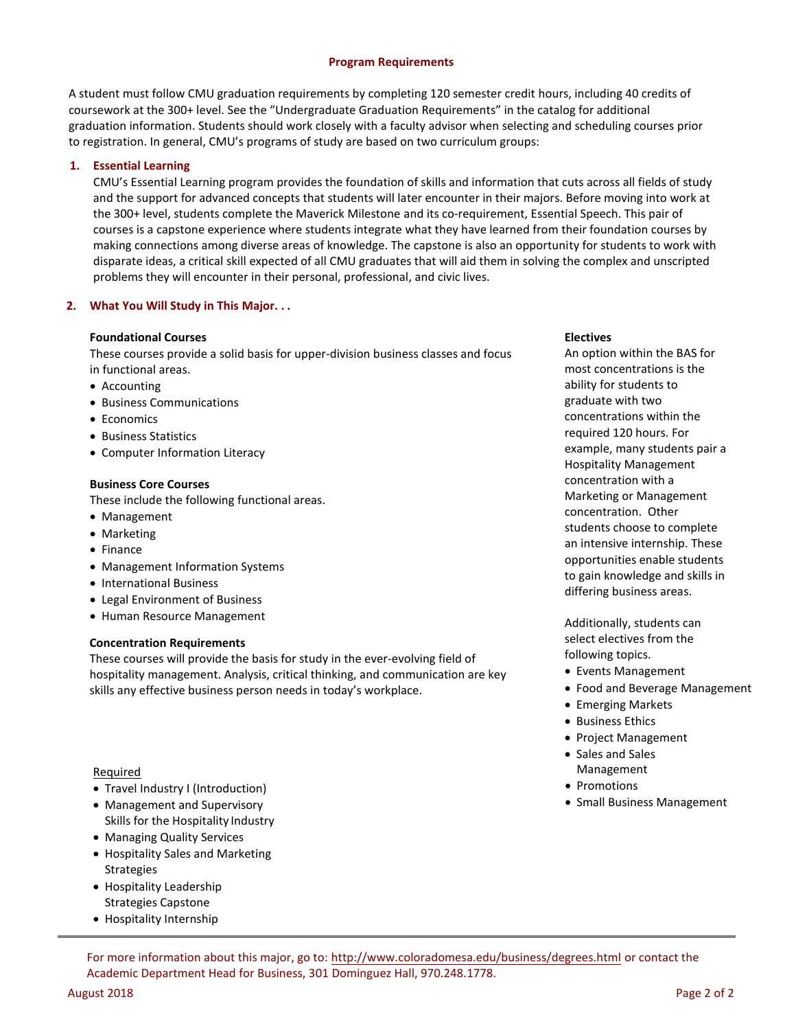## Program Requirements

A student must follow CMU graduation requirements by completing 120 semester credit hours, including 40 credits of coursework at the 300+ level. See the "Undergraduate Graduation Requirements" in the catalog for additional graduation information. Students should work closely with a faculty advisor when selecting and scheduling courses prior to registration. In general, CMU's programs of study are based on two curriculum groups:

### 1. Essential Learning

CMU's Essential Learning program provides the foundation of skills and information that cuts across all fields of study and the support for advanced concepts that students will later encounter in their majors. Before moving into work at the 300+ level, students complete the Maverick Milestone and its co-requirement, Essential Speech. This pair of courses is a capstone experience where students integrate what they have learned from their foundation courses by making connections among diverse areas of knowledge. The capstone is also an opportunity for students to work with disparate ideas, a critical skill expected of all CMU graduates that will aid them in solving the complex and unscripted problems they will encounter in their personal, professional, and civic lives.

### 2. What You Will Study in This Major. . .

**Foundational Courses**

These courses provide a solid basis for upper-division business classes and focus in functional areas.

- Accounting
- Business Communications
- Economics
- Business Statistics
- Computer Information Literacy

**Business Core Courses**

These include the following functional areas.

- Management
- Marketing
- Finance
- Management Information Systems
- International Business
- Legal Environment of Business
- Human Resource Management

**Concentration Requirements**

These courses will provide the basis for study in the ever-evolving field of hospitality management. Analysis, critical thinking, and communication are key skills any effective business person needs in today's workplace.

Required

- Travel Industry I (Introduction)
- Management and Supervisory Skills for the Hospitality Industry
- Managing Quality Services
- Hospitality Sales and Marketing Strategies
- Hospitality Leadership Strategies Capstone
- Hospitality Internship

**Electives**

An option within the BAS for most concentrations is the ability for students to graduate with two concentrations within the required 120 hours. For example, many students pair a Hospitality Management concentration with a Marketing or Management concentration. Other students choose to complete an intensive internship. These opportunities enable students to gain knowledge and skills in differing business areas.

Additionally, students can select electives from the following topics.

- Events Management
- Food and Beverage Management
- Emerging Markets
- Business Ethics
- Project Management
- Sales and Sales Management
- Promotions
- Small Business Management

For more information about this major, go to: http://www.coloradomesa.edu/business/degrees.html or contact the Academic Department Head for Business, 301 Dominguez Hall, 970.248.1778.

August 2018